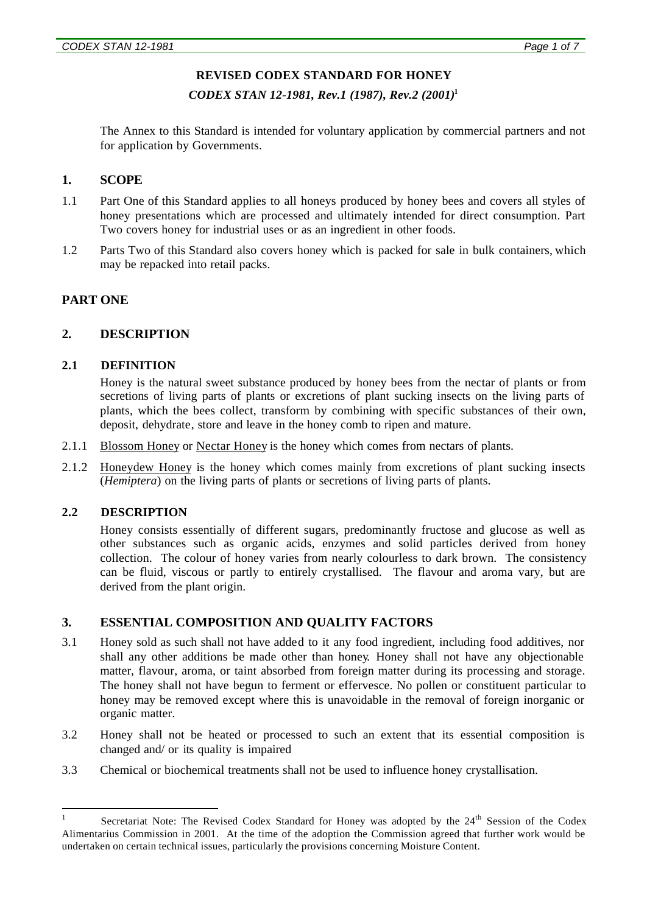# REVISED CODEX STANDARD FOR HONEY

***CODEX STAN 12-1981, Rev.1 (1987), Rev.2 (2001)***[1]

The Annex to this Standard is intended for voluntary application by commercial partners and not for application by Governments.

## 1. SCOPE

1.1 Part One of this Standard applies to all honeys produced by honey bees and covers all styles of honey presentations which are processed and ultimately intended for direct consumption. Part Two covers honey for industrial uses or as an ingredient in other foods.

1.2 Parts Two of this Standard also covers honey which is packed for sale in bulk containers, which may be repacked into retail packs.

## PART ONE

## 2. DESCRIPTION

### 2.1 DEFINITION

Honey is the natural sweet substance produced by honey bees from the nectar of plants or from secretions of living parts of plants or excretions of plant sucking insects on the living parts of plants, which the bees collect, transform by combining with specific substances of their own, deposit, dehydrate, store and leave in the honey comb to ripen and mature.

2.1.1 Blossom Honey or Nectar Honey is the honey which comes from nectars of plants.

2.1.2 Honeydew Honey is the honey which comes mainly from excretions of plant sucking insects (*Hemiptera*) on the living parts of plants or secretions of living parts of plants.

### 2.2 DESCRIPTION

Honey consists essentially of different sugars, predominantly fructose and glucose as well as other substances such as organic acids, enzymes and solid particles derived from honey collection. The colour of honey varies from nearly colourless to dark brown. The consistency can be fluid, viscous or partly to entirely crystallised. The flavour and aroma vary, but are derived from the plant origin.

## 3. ESSENTIAL COMPOSITION AND QUALITY FACTORS

3.1 Honey sold as such shall not have added to it any food ingredient, including food additives, nor shall any other additions be made other than honey. Honey shall not have any objectionable matter, flavour, aroma, or taint absorbed from foreign matter during its processing and storage. The honey shall not have begun to ferment or effervesce. No pollen or constituent particular to honey may be removed except where this is unavoidable in the removal of foreign inorganic or organic matter.

3.2 Honey shall not be heated or processed to such an extent that its essential composition is changed and/ or its quality is impaired

3.3 Chemical or biochemical treatments shall not be used to influence honey crystallisation.

---

[1] Secretariat Note: The Revised Codex Standard for Honey was adopted by the 24th Session of the Codex Alimentarius Commission in 2001. At the time of the adoption the Commission agreed that further work would be undertaken on certain technical issues, particularly the provisions concerning Moisture Content.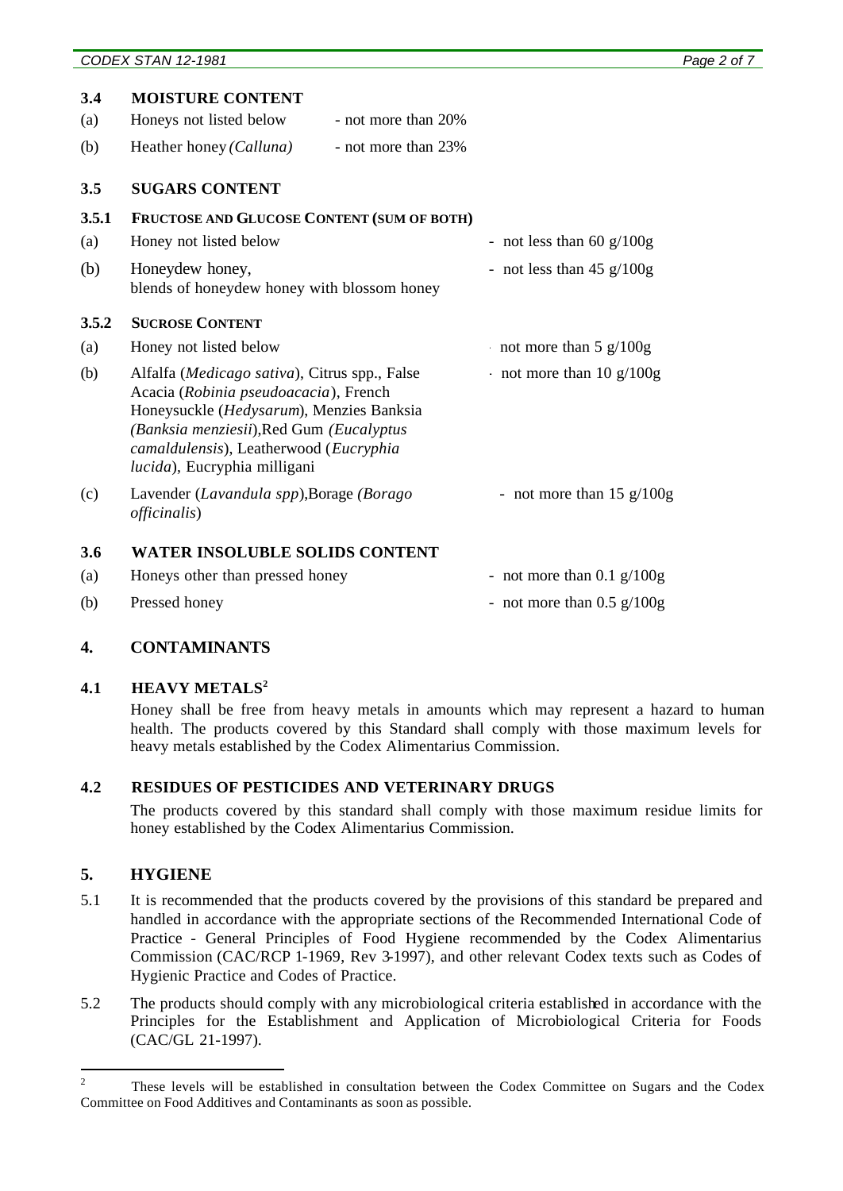### 3.4 MOISTURE CONTENT

(a) Honeys not listed below - not more than 20%

(b) Heather honey *(Calluna)* - not more than 23%

### 3.5 SUGARS CONTENT

#### 3.5.1 FRUCTOSE AND GLUCOSE CONTENT (SUM OF BOTH)

(a) Honey not listed below - not less than 60 g/100g

(b) Honeydew honey, blends of honeydew honey with blossom honey - not less than 45 g/100g

#### 3.5.2 SUCROSE CONTENT

(a) Honey not listed below - not more than 5 g/100g

(b) Alfalfa (*Medicago sativa*), Citrus spp., False Acacia (*Robinia pseudoacacia*), French Honeysuckle (*Hedysarum*), Menzies Banksia *(Banksia menziesii)*,Red Gum *(Eucalyptus camaldulensis*), Leatherwood (*Eucryphia lucida*), Eucryphia milligani - not more than 10 g/100g

(c) Lavender (*Lavandula spp*),Borage *(Borago officinalis*) - not more than 15 g/100g

### 3.6 WATER INSOLUBLE SOLIDS CONTENT

(a) Honeys other than pressed honey - not more than 0.1 g/100g

(b) Pressed honey - not more than 0.5 g/100g

## 4. CONTAMINANTS

### 4.1 HEAVY METALS[2]

Honey shall be free from heavy metals in amounts which may represent a hazard to human health. The products covered by this Standard shall comply with those maximum levels for heavy metals established by the Codex Alimentarius Commission.

### 4.2 RESIDUES OF PESTICIDES AND VETERINARY DRUGS

The products covered by this standard shall comply with those maximum residue limits for honey established by the Codex Alimentarius Commission.

## 5. HYGIENE

5.1 It is recommended that the products covered by the provisions of this standard be prepared and handled in accordance with the appropriate sections of the Recommended International Code of Practice - General Principles of Food Hygiene recommended by the Codex Alimentarius Commission (CAC/RCP 1-1969, Rev 3-1997), and other relevant Codex texts such as Codes of Hygienic Practice and Codes of Practice.

5.2 The products should comply with any microbiological criteria established in accordance with the Principles for the Establishment and Application of Microbiological Criteria for Foods (CAC/GL 21-1997).

---

[2] These levels will be established in consultation between the Codex Committee on Sugars and the Codex Committee on Food Additives and Contaminants as soon as possible.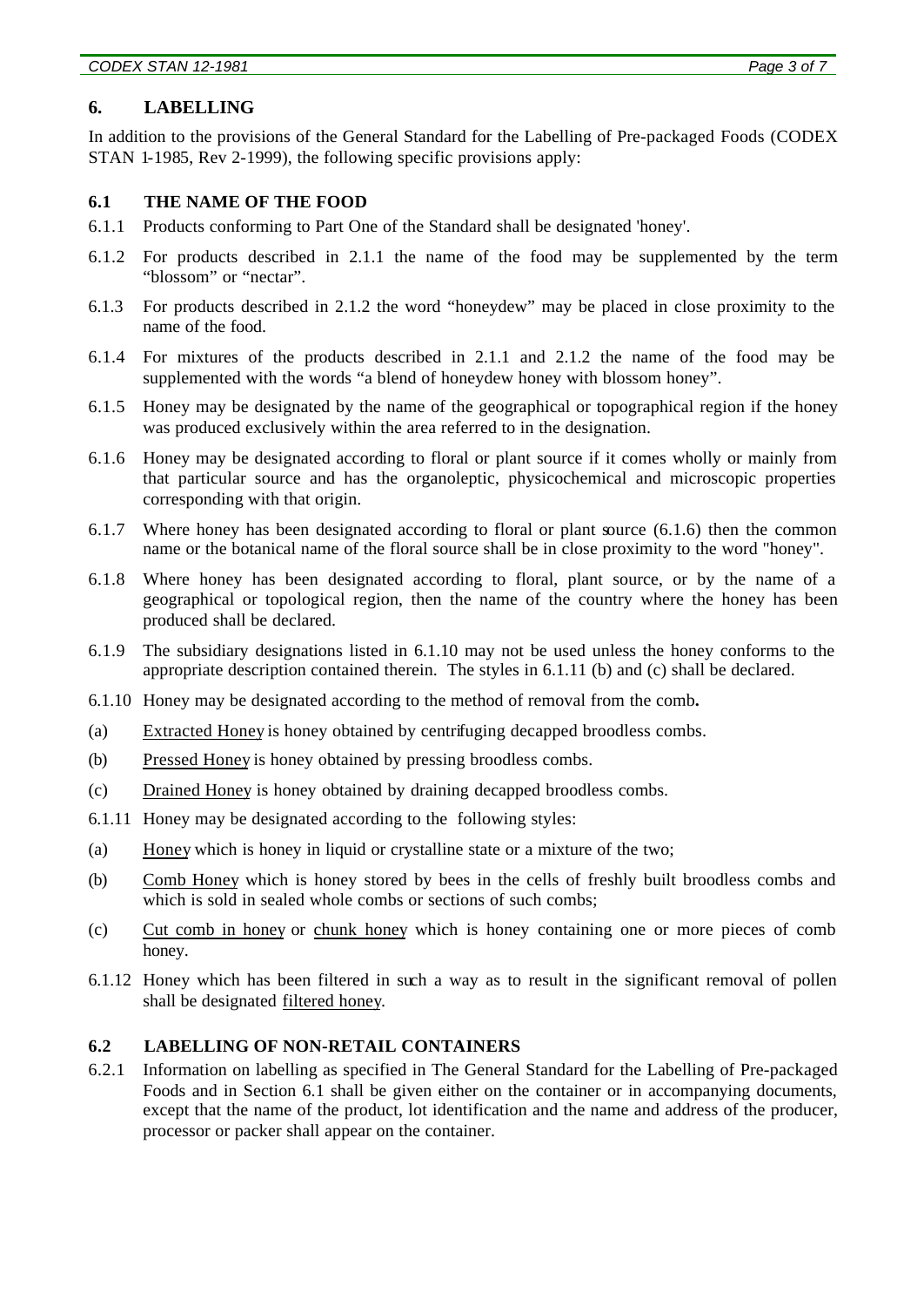## 6. LABELLING

In addition to the provisions of the General Standard for the Labelling of Pre-packaged Foods (CODEX STAN 1-1985, Rev 2-1999), the following specific provisions apply:

### 6.1 THE NAME OF THE FOOD

6.1.1 Products conforming to Part One of the Standard shall be designated 'honey'.

6.1.2 For products described in 2.1.1 the name of the food may be supplemented by the term "blossom" or "nectar".

6.1.3 For products described in 2.1.2 the word "honeydew" may be placed in close proximity to the name of the food.

6.1.4 For mixtures of the products described in 2.1.1 and 2.1.2 the name of the food may be supplemented with the words "a blend of honeydew honey with blossom honey".

6.1.5 Honey may be designated by the name of the geographical or topographical region if the honey was produced exclusively within the area referred to in the designation.

6.1.6 Honey may be designated according to floral or plant source if it comes wholly or mainly from that particular source and has the organoleptic, physicochemical and microscopic properties corresponding with that origin.

6.1.7 Where honey has been designated according to floral or plant source (6.1.6) then the common name or the botanical name of the floral source shall be in close proximity to the word "honey".

6.1.8 Where honey has been designated according to floral, plant source, or by the name of a geographical or topological region, then the name of the country where the honey has been produced shall be declared.

6.1.9 The subsidiary designations listed in 6.1.10 may not be used unless the honey conforms to the appropriate description contained therein. The styles in 6.1.11 (b) and (c) shall be declared.

6.1.10 Honey may be designated according to the method of removal from the comb**.**

(a) Extracted Honey is honey obtained by centrifuging decapped broodless combs.

(b) Pressed Honey is honey obtained by pressing broodless combs.

(c) Drained Honey is honey obtained by draining decapped broodless combs.

6.1.11 Honey may be designated according to the following styles:

(a) Honey which is honey in liquid or crystalline state or a mixture of the two;

(b) Comb Honey which is honey stored by bees in the cells of freshly built broodless combs and which is sold in sealed whole combs or sections of such combs;

(c) Cut comb in honey or chunk honey which is honey containing one or more pieces of comb honey.

6.1.12 Honey which has been filtered in such a way as to result in the significant removal of pollen shall be designated filtered honey.

### 6.2 LABELLING OF NON-RETAIL CONTAINERS

6.2.1 Information on labelling as specified in The General Standard for the Labelling of Pre-packaged Foods and in Section 6.1 shall be given either on the container or in accompanying documents, except that the name of the product, lot identification and the name and address of the producer, processor or packer shall appear on the container.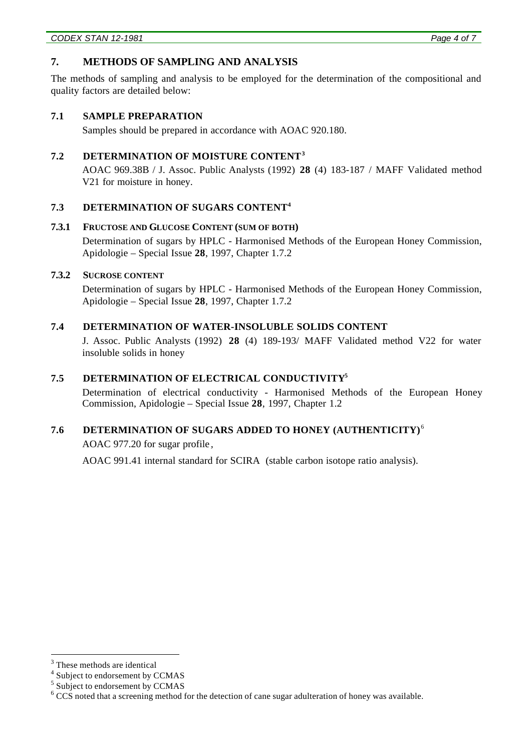## 7. METHODS OF SAMPLING AND ANALYSIS

The methods of sampling and analysis to be employed for the determination of the compositional and quality factors are detailed below:

### 7.1 SAMPLE PREPARATION

Samples should be prepared in accordance with AOAC 920.180.

### 7.2 DETERMINATION OF MOISTURE CONTENT[3]

AOAC 969.38B / J. Assoc. Public Analysts (1992) **28** (4) 183-187 / MAFF Validated method V21 for moisture in honey.

### 7.3 DETERMINATION OF SUGARS CONTENT[4]

#### 7.3.1 FRUCTOSE AND GLUCOSE CONTENT (SUM OF BOTH)

Determination of sugars by HPLC - Harmonised Methods of the European Honey Commission, Apidologie – Special Issue **28**, 1997, Chapter 1.7.2

#### 7.3.2 SUCROSE CONTENT

Determination of sugars by HPLC - Harmonised Methods of the European Honey Commission, Apidologie – Special Issue **28**, 1997, Chapter 1.7.2

### 7.4 DETERMINATION OF WATER-INSOLUBLE SOLIDS CONTENT

J. Assoc. Public Analysts (1992) **28** (4) 189-193/ MAFF Validated method V22 for water insoluble solids in honey

### 7.5 DETERMINATION OF ELECTRICAL CONDUCTIVITY[5]

Determination of electrical conductivity - Harmonised Methods of the European Honey Commission, Apidologie – Special Issue **28**, 1997, Chapter 1.2

### 7.6 DETERMINATION OF SUGARS ADDED TO HONEY (AUTHENTICITY)[6]

AOAC 977.20 for sugar profile,

AOAC 991.41 internal standard for SCIRA (stable carbon isotope ratio analysis).

---

[3] These methods are identical

[4] Subject to endorsement by CCMAS

[5] Subject to endorsement by CCMAS

[6] CCS noted that a screening method for the detection of cane sugar adulteration of honey was available.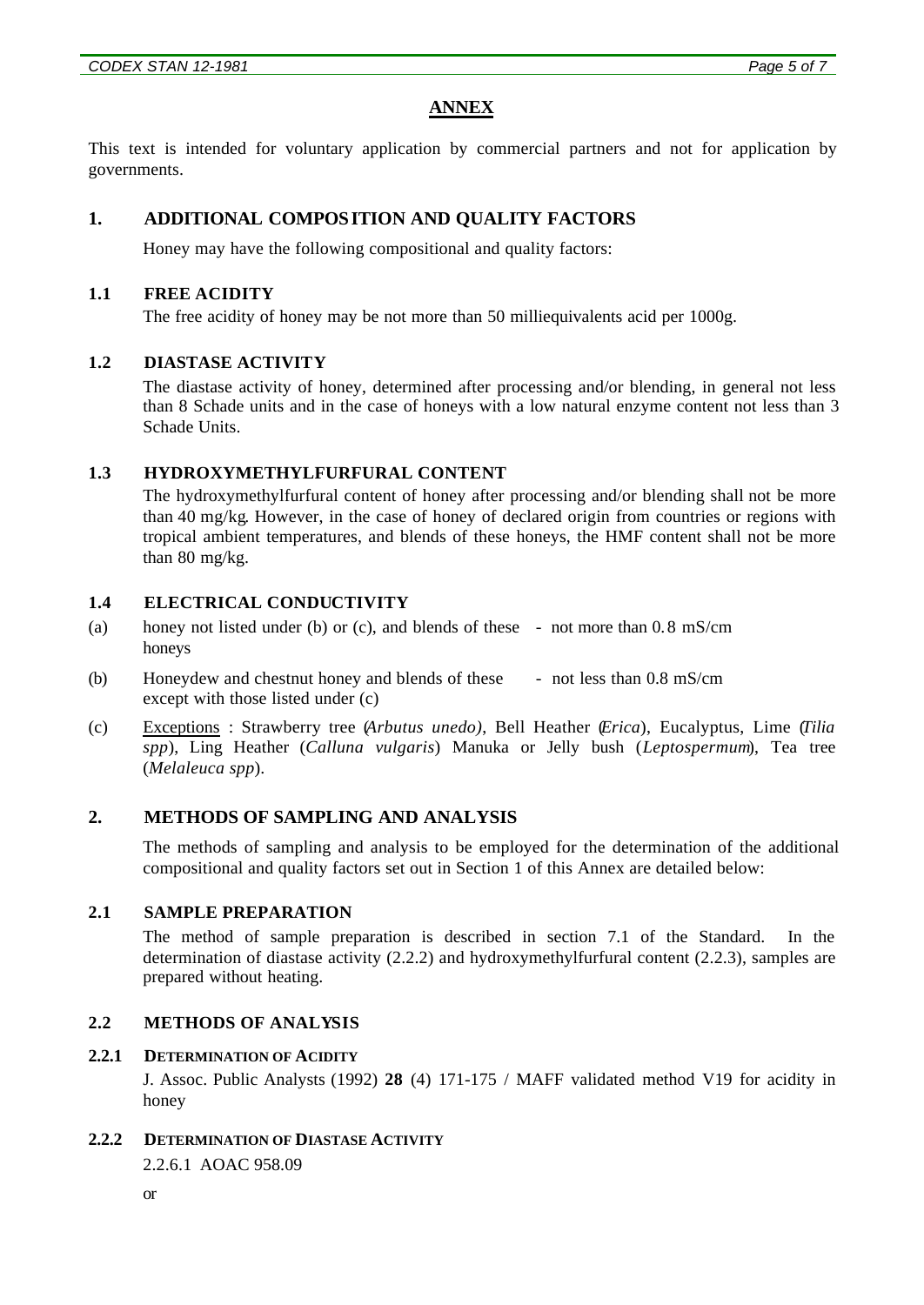## ANNEX

This text is intended for voluntary application by commercial partners and not for application by governments.

### 1. ADDITIONAL COMPOSITION AND QUALITY FACTORS

Honey may have the following compositional and quality factors:

#### 1.1 FREE ACIDITY

The free acidity of honey may be not more than 50 milliequivalents acid per 1000g.

#### 1.2 DIASTASE ACTIVITY

The diastase activity of honey, determined after processing and/or blending, in general not less than 8 Schade units and in the case of honeys with a low natural enzyme content not less than 3 Schade Units.

#### 1.3 HYDROXYMETHYLFURFURAL CONTENT

The hydroxymethylfurfural content of honey after processing and/or blending shall not be more than 40 mg/kg. However, in the case of honey of declared origin from countries or regions with tropical ambient temperatures, and blends of these honeys, the HMF content shall not be more than 80 mg/kg.

#### 1.4 ELECTRICAL CONDUCTIVITY

(a) honey not listed under (b) or (c), and blends of these honeys - not more than 0.8 mS/cm

(b) Honeydew and chestnut honey and blends of these except with those listed under (c) - not less than 0.8 mS/cm

(c) Exceptions : Strawberry tree (*Arbutus unedo)*, Bell Heather (*Erica*), Eucalyptus, Lime (*Tilia spp*), Ling Heather (*Calluna vulgaris*) Manuka or Jelly bush (*Leptospermum*), Tea tree (*Melaleuca spp*).

### 2. METHODS OF SAMPLING AND ANALYSIS

The methods of sampling and analysis to be employed for the determination of the additional compositional and quality factors set out in Section 1 of this Annex are detailed below:

#### 2.1 SAMPLE PREPARATION

The method of sample preparation is described in section 7.1 of the Standard. In the determination of diastase activity (2.2.2) and hydroxymethylfurfural content (2.2.3), samples are prepared without heating.

#### 2.2 METHODS OF ANALYSIS

##### 2.2.1 DETERMINATION OF ACIDITY

J. Assoc. Public Analysts (1992) **28** (4) 171-175 / MAFF validated method V19 for acidity in honey

##### 2.2.2 DETERMINATION OF DIASTASE ACTIVITY

2.2.6.1 AOAC 958.09

or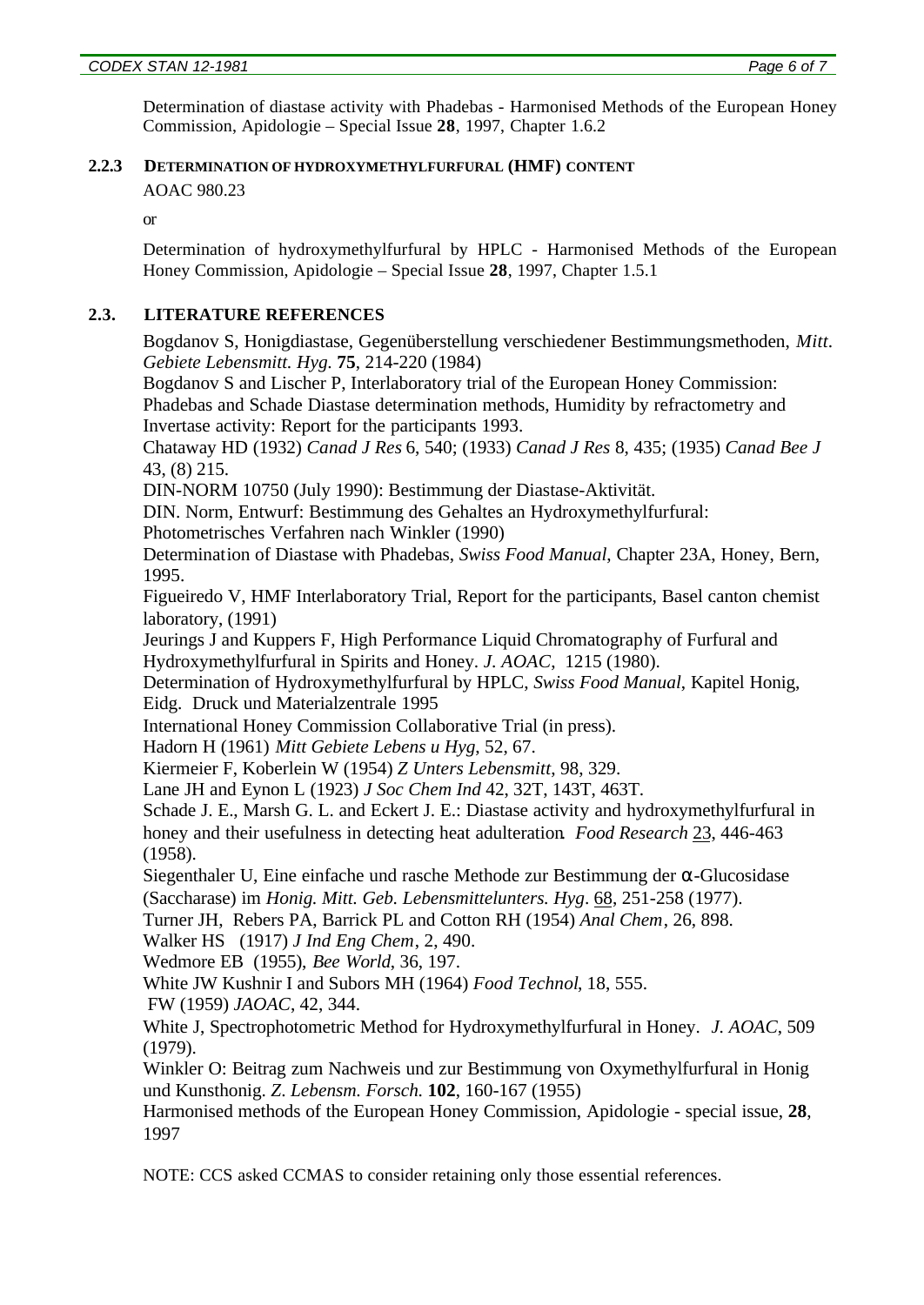Determination of diastase activity with Phadebas - Harmonised Methods of the European Honey Commission, Apidologie – Special Issue **28**, 1997, Chapter 1.6.2

### 2.2.3 DETERMINATION OF HYDROXYMETHYLFURFURAL (HMF) CONTENT

AOAC 980.23

or

Determination of hydroxymethylfurfural by HPLC - Harmonised Methods of the European Honey Commission, Apidologie – Special Issue **28**, 1997, Chapter 1.5.1

## 2.3. LITERATURE REFERENCES

Bogdanov S, Honigdiastase, Gegenüberstellung verschiedener Bestimmungsmethoden, *Mitt. Gebiete Lebensmitt. Hyg.* **75**, 214-220 (1984)

Bogdanov S and Lischer P, Interlaboratory trial of the European Honey Commission: Phadebas and Schade Diastase determination methods, Humidity by refractometry and Invertase activity: Report for the participants 1993.

Chataway HD (1932) *Canad J Res* 6, 540; (1933) *Canad J Res* 8, 435; (1935) *Canad Bee J* 43, (8) 215.

DIN-NORM 10750 (July 1990): Bestimmung der Diastase-Aktivität.

DIN. Norm, Entwurf: Bestimmung des Gehaltes an Hydroxymethylfurfural: Photometrisches Verfahren nach Winkler (1990)

Determination of Diastase with Phadebas, *Swiss Food Manual*, Chapter 23A, Honey, Bern, 1995.

Figueiredo V, HMF Interlaboratory Trial, Report for the participants, Basel canton chemist laboratory, (1991)

Jeurings J and Kuppers F, High Performance Liquid Chromatography of Furfural and Hydroxymethylfurfural in Spirits and Honey. *J. AOAC*, 1215 (1980).

Determination of Hydroxymethylfurfural by HPLC, *Swiss Food Manual*, Kapitel Honig, Eidg. Druck und Materialzentrale 1995

International Honey Commission Collaborative Trial (in press).

Hadorn H (1961) *Mitt Gebiete Lebens u Hyg*, 52, 67.

Kiermeier F, Koberlein W (1954) *Z Unters Lebensmitt*, 98, 329.

Lane JH and Eynon L (1923) *J Soc Chem Ind* 42, 32T, 143T, 463T.

Schade J. E., Marsh G. L. and Eckert J. E.: Diastase activity and hydroxymethylfurfural in honey and their usefulness in detecting heat adulteration. *Food Research* 23, 446-463 (1958).

Siegenthaler U, Eine einfache und rasche Methode zur Bestimmung der α-Glucosidase (Saccharase) im *Honig. Mitt. Geb. Lebensmittelunters. Hyg*. 68, 251-258 (1977).

Turner JH, Rebers PA, Barrick PL and Cotton RH (1954) *Anal Chem*, 26, 898.

Walker HS (1917) *J Ind Eng Chem*, 2, 490.

Wedmore EB (1955), *Bee World*, 36, 197.

White JW Kushnir I and Subors MH (1964) *Food Technol*, 18, 555.

FW (1959) *JAOAC*, 42, 344.

White J, Spectrophotometric Method for Hydroxymethylfurfural in Honey. *J. AOAC*, 509 (1979).

Winkler O: Beitrag zum Nachweis und zur Bestimmung von Oxymethylfurfural in Honig und Kunsthonig. *Z. Lebensm. Forsch.* **102**, 160-167 (1955)

Harmonised methods of the European Honey Commission, Apidologie - special issue, **28**, 1997

NOTE: CCS asked CCMAS to consider retaining only those essential references.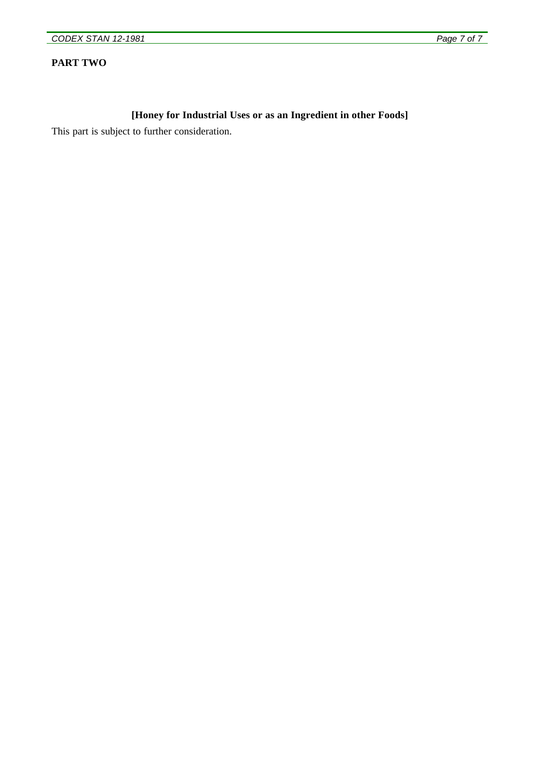## PART TWO

### [Honey for Industrial Uses or as an Ingredient in other Foods]

This part is subject to further consideration.